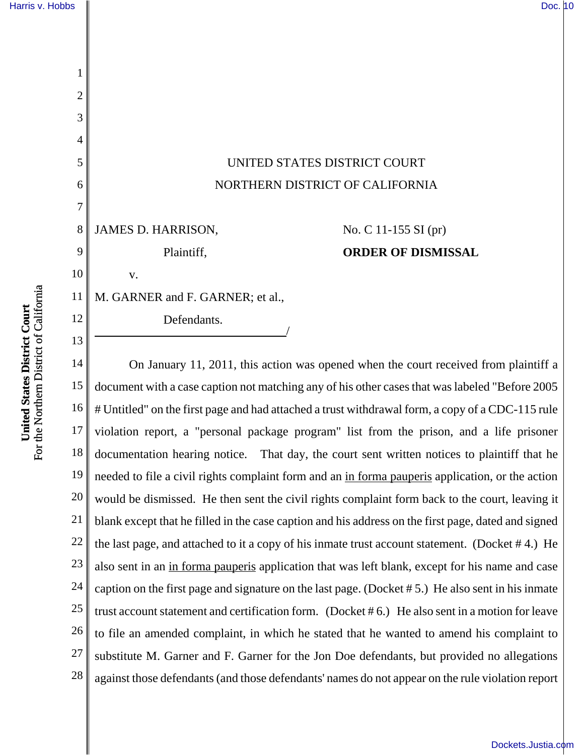UNITED STATES DISTRICT COURT

NORTHERN DISTRICT OF CALIFORNIA

JAMES D. HARRISON,

Plaintiff,

v.

M. GARNER and F. GARNER; et al.,

Defendants.

/

No. C 11-155 SI (pr)

**ORDER OF DISMISSAL**

On January 11, 2011, this action was opened when the court received from plaintiff a document with a case caption not matching any of his other cases that was labeled "Before 2005 # Untitled" on the first page and had attached a trust withdrawal form, a copy of a CDC-115 rule violation report, a "personal package program" list from the prison, and a life prisoner documentation hearing notice. That day, the court sent written notices to plaintiff that he needed to file a civil rights complaint form and an in forma pauperis application, or the action would be dismissed. He then sent the civil rights complaint form back to the court, leaving it blank except that he filled in the case caption and his address on the first page, dated and signed the last page, and attached to it a copy of his inmate trust account statement. (Docket # 4.) He also sent in an in forma pauperis application that was left blank, except for his name and case caption on the first page and signature on the last page. (Docket # 5.) He also sent in his inmate trust account statement and certification form. (Docket # 6.) He also sent in a motion for leave to file an amended complaint, in which he stated that he wanted to amend his complaint to substitute M. Garner and F. Garner for the Jon Doe defendants, but provided no allegations against those defendants (and those defendants' names do not appear on the rule violation report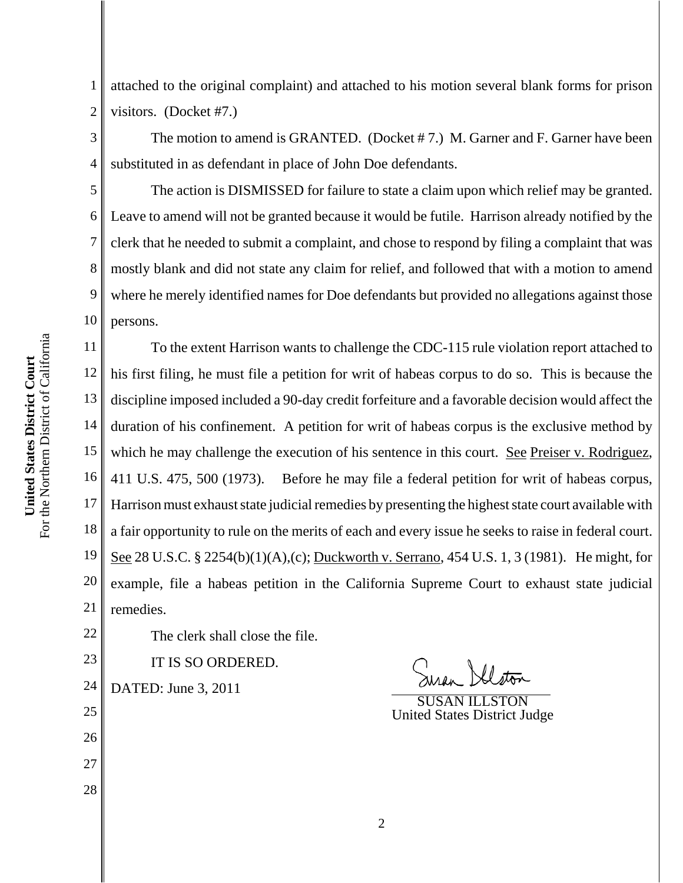attached to the original complaint) and attached to his motion several blank forms for prison visitors. (Docket #7.)

The motion to amend is GRANTED. (Docket # 7.) M. Garner and F. Garner have been substituted in as defendant in place of John Doe defendants.

The action is DISMISSED for failure to state a claim upon which relief may be granted. Leave to amend will not be granted because it would be futile. Harrison already notified by the clerk that he needed to submit a complaint, and chose to respond by filing a complaint that was mostly blank and did not state any claim for relief, and followed that with a motion to amend where he merely identified names for Doe defendants but provided no allegations against those persons.

To the extent Harrison wants to challenge the CDC-115 rule violation report attached to his first filing, he must file a petition for writ of habeas corpus to do so. This is because the discipline imposed included a 90-day credit forfeiture and a favorable decision would affect the duration of his confinement. A petition for writ of habeas corpus is the exclusive method by which he may challenge the execution of his sentence in this court. See Preiser v. Rodriguez, 411 U.S. 475, 500 (1973). Before he may file a federal petition for writ of habeas corpus, Harrison must exhaust state judicial remedies by presenting the highest state court available with a fair opportunity to rule on the merits of each and every issue he seeks to raise in federal court. See 28 U.S.C. § 2254(b)(1)(A),(c); Duckworth v. Serrano, 454 U.S. 1, 3 (1981). He might, for example, file a habeas petition in the California Supreme Court to exhaust state judicial remedies.

The clerk shall close the file.

IT IS SO ORDERED.

DATED: June 3, 2011

SUSAN ILLSTON
United States District Judge